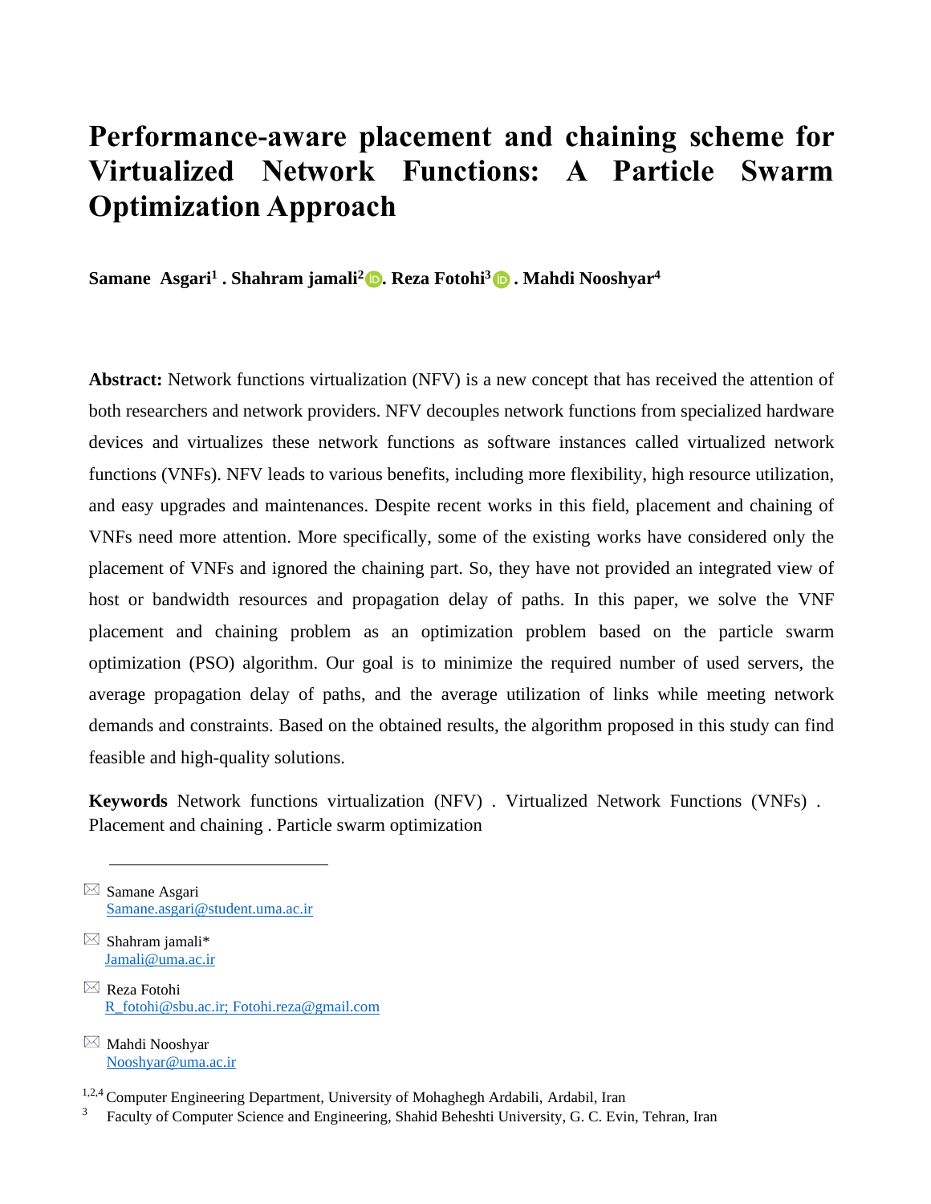# Performance-aware placement and chaining scheme for Virtualized Network Functions: A Particle Swarm Optimization Approach

**Samane Asgari[1] . Shahram jamali[2] . Reza Fotohi[3] . Mahdi Nooshyar[4]**

**Abstract:** Network functions virtualization (NFV) is a new concept that has received the attention of both researchers and network providers. NFV decouples network functions from specialized hardware devices and virtualizes these network functions as software instances called virtualized network functions (VNFs). NFV leads to various benefits, including more flexibility, high resource utilization, and easy upgrades and maintenances. Despite recent works in this field, placement and chaining of VNFs need more attention. More specifically, some of the existing works have considered only the placement of VNFs and ignored the chaining part. So, they have not provided an integrated view of host or bandwidth resources and propagation delay of paths. In this paper, we solve the VNF placement and chaining problem as an optimization problem based on the particle swarm optimization (PSO) algorithm. Our goal is to minimize the required number of used servers, the average propagation delay of paths, and the average utilization of links while meeting network demands and constraints. Based on the obtained results, the algorithm proposed in this study can find feasible and high-quality solutions.

**Keywords** Network functions virtualization (NFV) . Virtualized Network Functions (VNFs) . Placement and chaining . Particle swarm optimization

---

Samane Asgari
Samane.asgari@student.uma.ac.ir

Shahram jamali*
Jamali@uma.ac.ir

Reza Fotohi
R_fotohi@sbu.ac.ir; Fotohi.reza@gmail.com

Mahdi Nooshyar
Nooshyar@uma.ac.ir

[1,2,4] Computer Engineering Department, University of Mohaghegh Ardabili, Ardabil, Iran

[3] Faculty of Computer Science and Engineering, Shahid Beheshti University, G. C. Evin, Tehran, Iran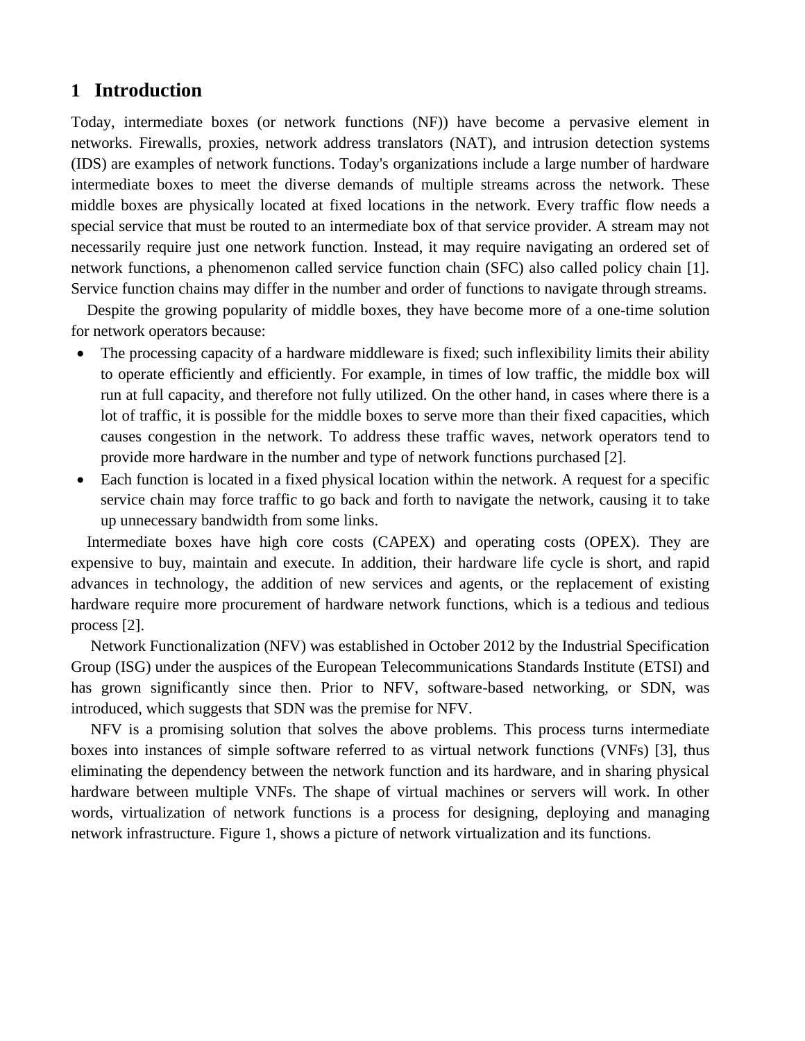# 1 Introduction

Today, intermediate boxes (or network functions (NF)) have become a pervasive element in networks. Firewalls, proxies, network address translators (NAT), and intrusion detection systems (IDS) are examples of network functions. Today's organizations include a large number of hardware intermediate boxes to meet the diverse demands of multiple streams across the network. These middle boxes are physically located at fixed locations in the network. Every traffic flow needs a special service that must be routed to an intermediate box of that service provider. A stream may not necessarily require just one network function. Instead, it may require navigating an ordered set of network functions, a phenomenon called service function chain (SFC) also called policy chain [1]. Service function chains may differ in the number and order of functions to navigate through streams.

Despite the growing popularity of middle boxes, they have become more of a one-time solution for network operators because:

- The processing capacity of a hardware middleware is fixed; such inflexibility limits their ability to operate efficiently and efficiently. For example, in times of low traffic, the middle box will run at full capacity, and therefore not fully utilized. On the other hand, in cases where there is a lot of traffic, it is possible for the middle boxes to serve more than their fixed capacities, which causes congestion in the network. To address these traffic waves, network operators tend to provide more hardware in the number and type of network functions purchased [2].
- Each function is located in a fixed physical location within the network. A request for a specific service chain may force traffic to go back and forth to navigate the network, causing it to take up unnecessary bandwidth from some links.

Intermediate boxes have high core costs (CAPEX) and operating costs (OPEX). They are expensive to buy, maintain and execute. In addition, their hardware life cycle is short, and rapid advances in technology, the addition of new services and agents, or the replacement of existing hardware require more procurement of hardware network functions, which is a tedious and tedious process [2].

Network Functionalization (NFV) was established in October 2012 by the Industrial Specification Group (ISG) under the auspices of the European Telecommunications Standards Institute (ETSI) and has grown significantly since then. Prior to NFV, software-based networking, or SDN, was introduced, which suggests that SDN was the premise for NFV.

NFV is a promising solution that solves the above problems. This process turns intermediate boxes into instances of simple software referred to as virtual network functions (VNFs) [3], thus eliminating the dependency between the network function and its hardware, and in sharing physical hardware between multiple VNFs. The shape of virtual machines or servers will work. In other words, virtualization of network functions is a process for designing, deploying and managing network infrastructure. Figure 1, shows a picture of network virtualization and its functions.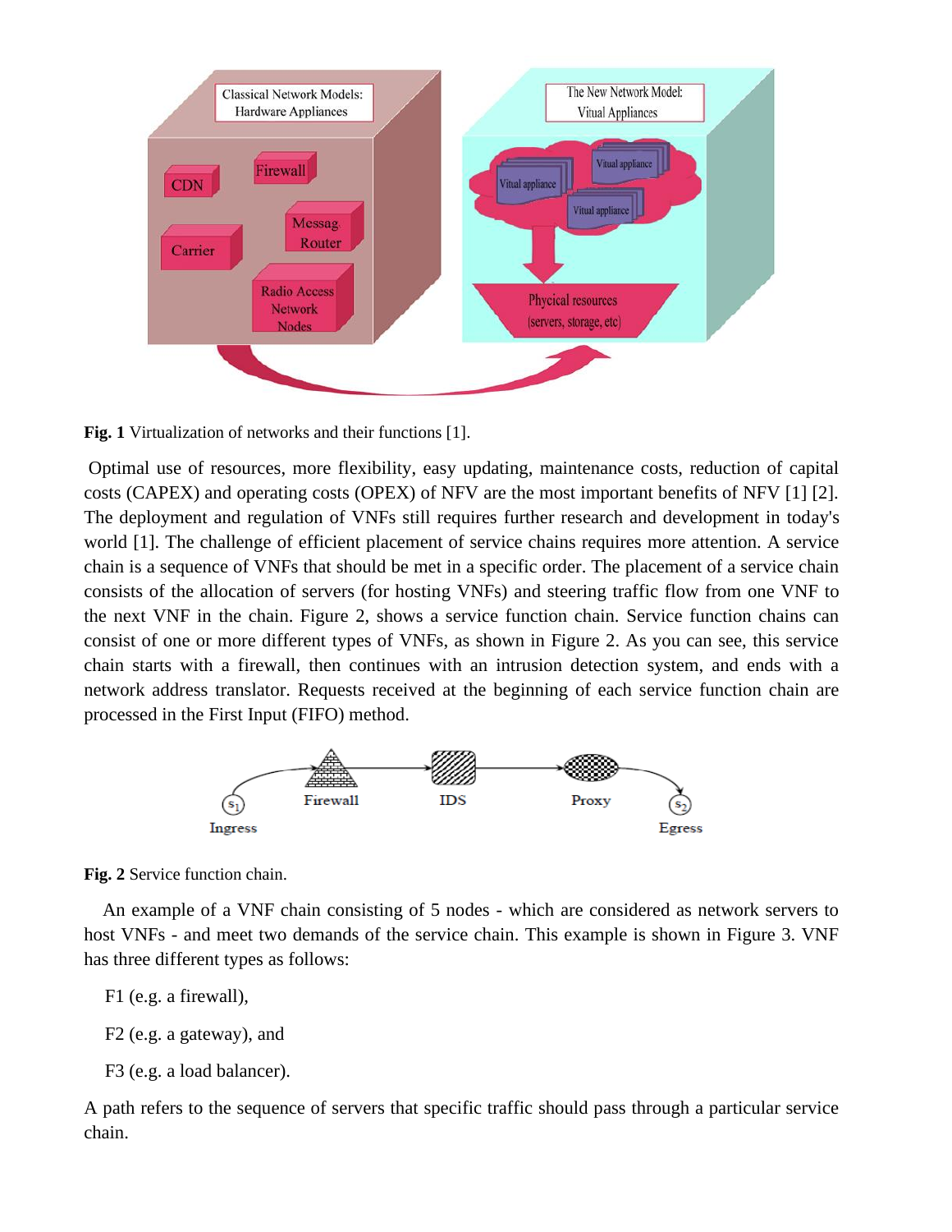**Fig. 1** Virtualization of networks and their functions [1].

Optimal use of resources, more flexibility, easy updating, maintenance costs, reduction of capital costs (CAPEX) and operating costs (OPEX) of NFV are the most important benefits of NFV [1] [2]. The deployment and regulation of VNFs still requires further research and development in today's world [1]. The challenge of efficient placement of service chains requires more attention. A service chain is a sequence of VNFs that should be met in a specific order. The placement of a service chain consists of the allocation of servers (for hosting VNFs) and steering traffic flow from one VNF to the next VNF in the chain. Figure 2, shows a service function chain. Service function chains can consist of one or more different types of VNFs, as shown in Figure 2. As you can see, this service chain starts with a firewall, then continues with an intrusion detection system, and ends with a network address translator. Requests received at the beginning of each service function chain are processed in the First Input (FIFO) method.

**Fig. 2** Service function chain.

An example of a VNF chain consisting of 5 nodes - which are considered as network servers to host VNFs - and meet two demands of the service chain. This example is shown in Figure 3. VNF has three different types as follows:

F1 (e.g. a firewall),

F2 (e.g. a gateway), and

F3 (e.g. a load balancer).

A path refers to the sequence of servers that specific traffic should pass through a particular service chain.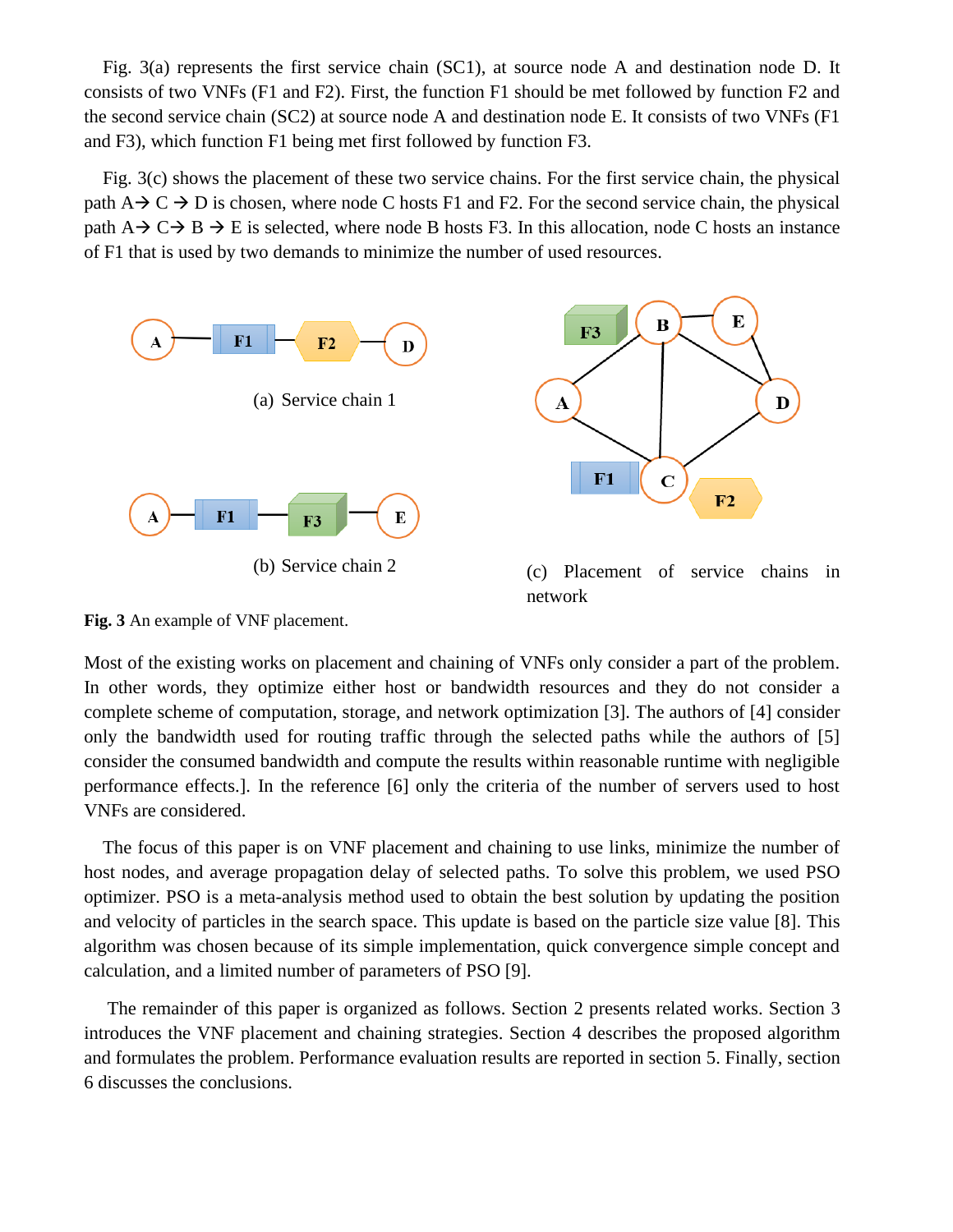Fig. 3(a) represents the first service chain (SC1), at source node A and destination node D. It consists of two VNFs (F1 and F2). First, the function F1 should be met followed by function F2 and the second service chain (SC2) at source node A and destination node E. It consists of two VNFs (F1 and F3), which function F1 being met first followed by function F3.

Fig. 3(c) shows the placement of these two service chains. For the first service chain, the physical path A→ C → D is chosen, where node C hosts F1 and F2. For the second service chain, the physical path A→ C→ B → E is selected, where node B hosts F3. In this allocation, node C hosts an instance of F1 that is used by two demands to minimize the number of used resources.

(a) Service chain 1

(b) Service chain 2

(c) Placement of service chains in network

**Fig. 3** An example of VNF placement.

Most of the existing works on placement and chaining of VNFs only consider a part of the problem. In other words, they optimize either host or bandwidth resources and they do not consider a complete scheme of computation, storage, and network optimization [3]. The authors of [4] consider only the bandwidth used for routing traffic through the selected paths while the authors of [5] consider the consumed bandwidth and compute the results within reasonable runtime with negligible performance effects.]. In the reference [6] only the criteria of the number of servers used to host VNFs are considered.

The focus of this paper is on VNF placement and chaining to use links, minimize the number of host nodes, and average propagation delay of selected paths. To solve this problem, we used PSO optimizer. PSO is a meta-analysis method used to obtain the best solution by updating the position and velocity of particles in the search space. This update is based on the particle size value [8]. This algorithm was chosen because of its simple implementation, quick convergence simple concept and calculation, and a limited number of parameters of PSO [9].

The remainder of this paper is organized as follows. Section 2 presents related works. Section 3 introduces the VNF placement and chaining strategies. Section 4 describes the proposed algorithm and formulates the problem. Performance evaluation results are reported in section 5. Finally, section 6 discusses the conclusions.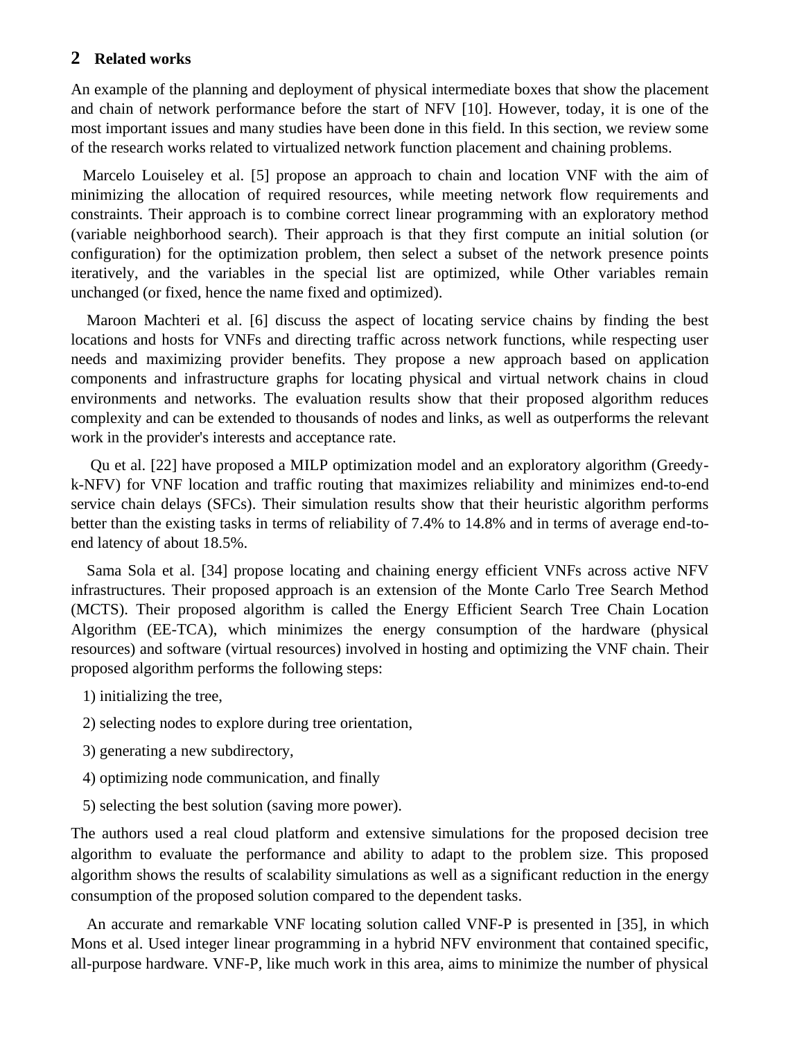## 2 Related works

An example of the planning and deployment of physical intermediate boxes that show the placement and chain of network performance before the start of NFV [10]. However, today, it is one of the most important issues and many studies have been done in this field. In this section, we review some of the research works related to virtualized network function placement and chaining problems.

Marcelo Louiseley et al. [5] propose an approach to chain and location VNF with the aim of minimizing the allocation of required resources, while meeting network flow requirements and constraints. Their approach is to combine correct linear programming with an exploratory method (variable neighborhood search). Their approach is that they first compute an initial solution (or configuration) for the optimization problem, then select a subset of the network presence points iteratively, and the variables in the special list are optimized, while Other variables remain unchanged (or fixed, hence the name fixed and optimized).

Maroon Machteri et al. [6] discuss the aspect of locating service chains by finding the best locations and hosts for VNFs and directing traffic across network functions, while respecting user needs and maximizing provider benefits. They propose a new approach based on application components and infrastructure graphs for locating physical and virtual network chains in cloud environments and networks. The evaluation results show that their proposed algorithm reduces complexity and can be extended to thousands of nodes and links, as well as outperforms the relevant work in the provider's interests and acceptance rate.

Qu et al. [22] have proposed a MILP optimization model and an exploratory algorithm (Greedy-k-NFV) for VNF location and traffic routing that maximizes reliability and minimizes end-to-end service chain delays (SFCs). Their simulation results show that their heuristic algorithm performs better than the existing tasks in terms of reliability of 7.4% to 14.8% and in terms of average end-to-end latency of about 18.5%.

Sama Sola et al. [34] propose locating and chaining energy efficient VNFs across active NFV infrastructures. Their proposed approach is an extension of the Monte Carlo Tree Search Method (MCTS). Their proposed algorithm is called the Energy Efficient Search Tree Chain Location Algorithm (EE-TCA), which minimizes the energy consumption of the hardware (physical resources) and software (virtual resources) involved in hosting and optimizing the VNF chain. Their proposed algorithm performs the following steps:

1) initializing the tree,

2) selecting nodes to explore during tree orientation,

3) generating a new subdirectory,

4) optimizing node communication, and finally

5) selecting the best solution (saving more power).

The authors used a real cloud platform and extensive simulations for the proposed decision tree algorithm to evaluate the performance and ability to adapt to the problem size. This proposed algorithm shows the results of scalability simulations as well as a significant reduction in the energy consumption of the proposed solution compared to the dependent tasks.

An accurate and remarkable VNF locating solution called VNF-P is presented in [35], in which Mons et al. Used integer linear programming in a hybrid NFV environment that contained specific, all-purpose hardware. VNF-P, like much work in this area, aims to minimize the number of physical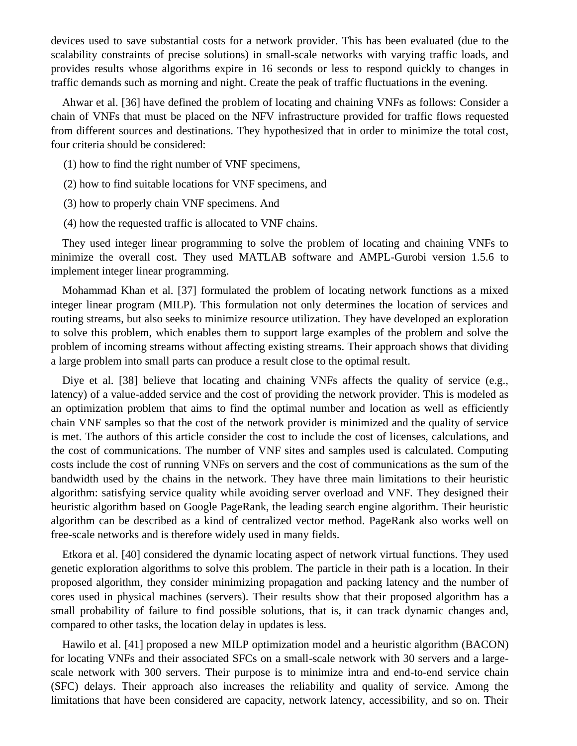devices used to save substantial costs for a network provider. This has been evaluated (due to the scalability constraints of precise solutions) in small-scale networks with varying traffic loads, and provides results whose algorithms expire in 16 seconds or less to respond quickly to changes in traffic demands such as morning and night. Create the peak of traffic fluctuations in the evening.

Ahwar et al. [36] have defined the problem of locating and chaining VNFs as follows: Consider a chain of VNFs that must be placed on the NFV infrastructure provided for traffic flows requested from different sources and destinations. They hypothesized that in order to minimize the total cost, four criteria should be considered:

(1) how to find the right number of VNF specimens,

(2) how to find suitable locations for VNF specimens, and

(3) how to properly chain VNF specimens. And

(4) how the requested traffic is allocated to VNF chains.

They used integer linear programming to solve the problem of locating and chaining VNFs to minimize the overall cost. They used MATLAB software and AMPL-Gurobi version 1.5.6 to implement integer linear programming.

Mohammad Khan et al. [37] formulated the problem of locating network functions as a mixed integer linear program (MILP). This formulation not only determines the location of services and routing streams, but also seeks to minimize resource utilization. They have developed an exploration to solve this problem, which enables them to support large examples of the problem and solve the problem of incoming streams without affecting existing streams. Their approach shows that dividing a large problem into small parts can produce a result close to the optimal result.

Diye et al. [38] believe that locating and chaining VNFs affects the quality of service (e.g., latency) of a value-added service and the cost of providing the network provider. This is modeled as an optimization problem that aims to find the optimal number and location as well as efficiently chain VNF samples so that the cost of the network provider is minimized and the quality of service is met. The authors of this article consider the cost to include the cost of licenses, calculations, and the cost of communications. The number of VNF sites and samples used is calculated. Computing costs include the cost of running VNFs on servers and the cost of communications as the sum of the bandwidth used by the chains in the network. They have three main limitations to their heuristic algorithm: satisfying service quality while avoiding server overload and VNF. They designed their heuristic algorithm based on Google PageRank, the leading search engine algorithm. Their heuristic algorithm can be described as a kind of centralized vector method. PageRank also works well on free-scale networks and is therefore widely used in many fields.

Etkora et al. [40] considered the dynamic locating aspect of network virtual functions. They used genetic exploration algorithms to solve this problem. The particle in their path is a location. In their proposed algorithm, they consider minimizing propagation and packing latency and the number of cores used in physical machines (servers). Their results show that their proposed algorithm has a small probability of failure to find possible solutions, that is, it can track dynamic changes and, compared to other tasks, the location delay in updates is less.

Hawilo et al. [41] proposed a new MILP optimization model and a heuristic algorithm (BACON) for locating VNFs and their associated SFCs on a small-scale network with 30 servers and a large-scale network with 300 servers. Their purpose is to minimize intra and end-to-end service chain (SFC) delays. Their approach also increases the reliability and quality of service. Among the limitations that have been considered are capacity, network latency, accessibility, and so on. Their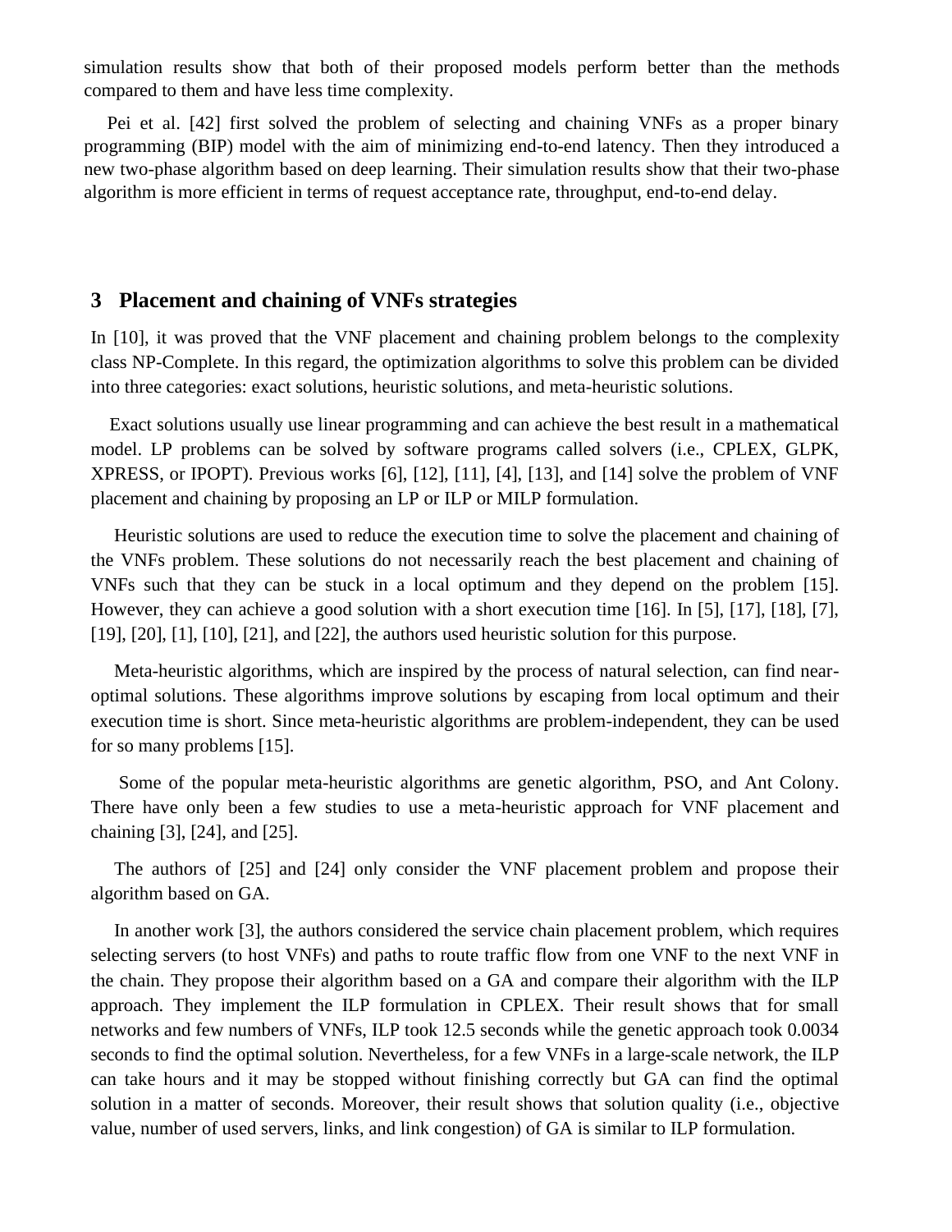simulation results show that both of their proposed models perform better than the methods compared to them and have less time complexity.

Pei et al. [42] first solved the problem of selecting and chaining VNFs as a proper binary programming (BIP) model with the aim of minimizing end-to-end latency. Then they introduced a new two-phase algorithm based on deep learning. Their simulation results show that their two-phase algorithm is more efficient in terms of request acceptance rate, throughput, end-to-end delay.

## 3 Placement and chaining of VNFs strategies

In [10], it was proved that the VNF placement and chaining problem belongs to the complexity class NP-Complete. In this regard, the optimization algorithms to solve this problem can be divided into three categories: exact solutions, heuristic solutions, and meta-heuristic solutions.

Exact solutions usually use linear programming and can achieve the best result in a mathematical model. LP problems can be solved by software programs called solvers (i.e., CPLEX, GLPK, XPRESS, or IPOPT). Previous works [6], [12], [11], [4], [13], and [14] solve the problem of VNF placement and chaining by proposing an LP or ILP or MILP formulation.

Heuristic solutions are used to reduce the execution time to solve the placement and chaining of the VNFs problem. These solutions do not necessarily reach the best placement and chaining of VNFs such that they can be stuck in a local optimum and they depend on the problem [15]. However, they can achieve a good solution with a short execution time [16]. In [5], [17], [18], [7], [19], [20], [1], [10], [21], and [22], the authors used heuristic solution for this purpose.

Meta-heuristic algorithms, which are inspired by the process of natural selection, can find near-optimal solutions. These algorithms improve solutions by escaping from local optimum and their execution time is short. Since meta-heuristic algorithms are problem-independent, they can be used for so many problems [15].

Some of the popular meta-heuristic algorithms are genetic algorithm, PSO, and Ant Colony. There have only been a few studies to use a meta-heuristic approach for VNF placement and chaining [3], [24], and [25].

The authors of [25] and [24] only consider the VNF placement problem and propose their algorithm based on GA.

In another work [3], the authors considered the service chain placement problem, which requires selecting servers (to host VNFs) and paths to route traffic flow from one VNF to the next VNF in the chain. They propose their algorithm based on a GA and compare their algorithm with the ILP approach. They implement the ILP formulation in CPLEX. Their result shows that for small networks and few numbers of VNFs, ILP took 12.5 seconds while the genetic approach took 0.0034 seconds to find the optimal solution. Nevertheless, for a few VNFs in a large-scale network, the ILP can take hours and it may be stopped without finishing correctly but GA can find the optimal solution in a matter of seconds. Moreover, their result shows that solution quality (i.e., objective value, number of used servers, links, and link congestion) of GA is similar to ILP formulation.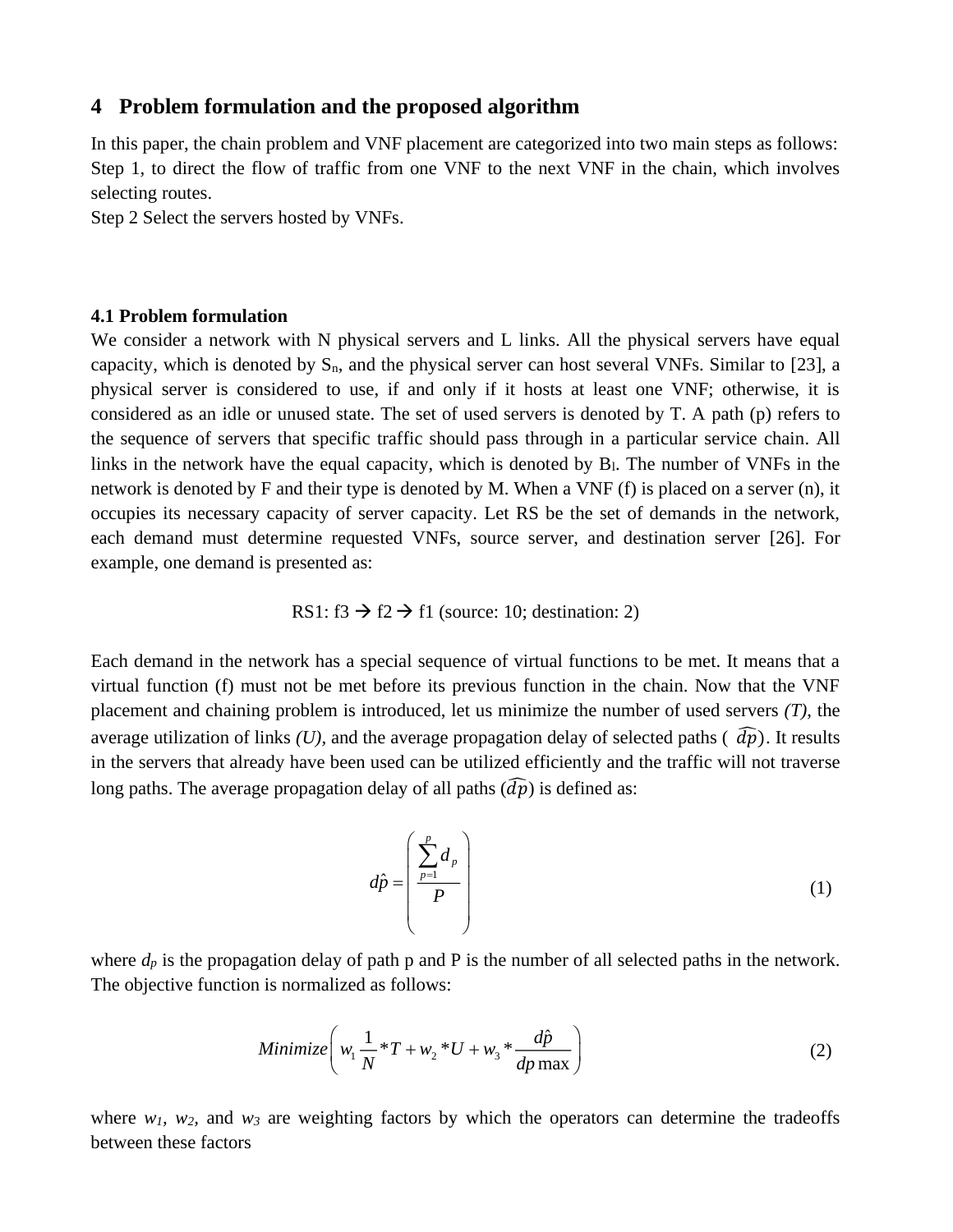## 4 Problem formulation and the proposed algorithm

In this paper, the chain problem and VNF placement are categorized into two main steps as follows:
Step 1, to direct the flow of traffic from one VNF to the next VNF in the chain, which involves selecting routes.
Step 2 Select the servers hosted by VNFs.

### 4.1 Problem formulation

We consider a network with N physical servers and L links. All the physical servers have equal capacity, which is denoted by $S_n$, and the physical server can host several VNFs. Similar to [23], a physical server is considered to use, if and only if it hosts at least one VNF; otherwise, it is considered as an idle or unused state. The set of used servers is denoted by T. A path (p) refers to the sequence of servers that specific traffic should pass through in a particular service chain. All links in the network have the equal capacity, which is denoted by $B_l$. The number of VNFs in the network is denoted by F and their type is denoted by M. When a VNF (f) is placed on a server (n), it occupies its necessary capacity of server capacity. Let RS be the set of demands in the network, each demand must determine requested VNFs, source server, and destination server [26]. For example, one demand is presented as:

RS1: f3 → f2 → f1 (source: 10; destination: 2)

Each demand in the network has a special sequence of virtual functions to be met. It means that a virtual function (f) must not be met before its previous function in the chain. Now that the VNF placement and chaining problem is introduced, let us minimize the number of used servers *(T)*, the average utilization of links *(U)*, and the average propagation delay of selected paths ( $\widehat{dp}$). It results in the servers that already have been used can be utilized efficiently and the traffic will not traverse long paths. The average propagation delay of all paths ($\widehat{dp}$) is defined as:

$$d\hat{p} = \left( \frac{\sum_{p=1}^{p} d_p}{P} \right) \tag{1}$$

where $d_p$ is the propagation delay of path p and P is the number of all selected paths in the network. The objective function is normalized as follows:

$$Minimize\left( w_1 \frac{1}{N} * T + w_2 * U + w_3 * \frac{d\hat{p}}{dp\max} \right) \tag{2}$$

where $w_1$, $w_2$, and $w_3$ are weighting factors by which the operators can determine the tradeoffs between these factors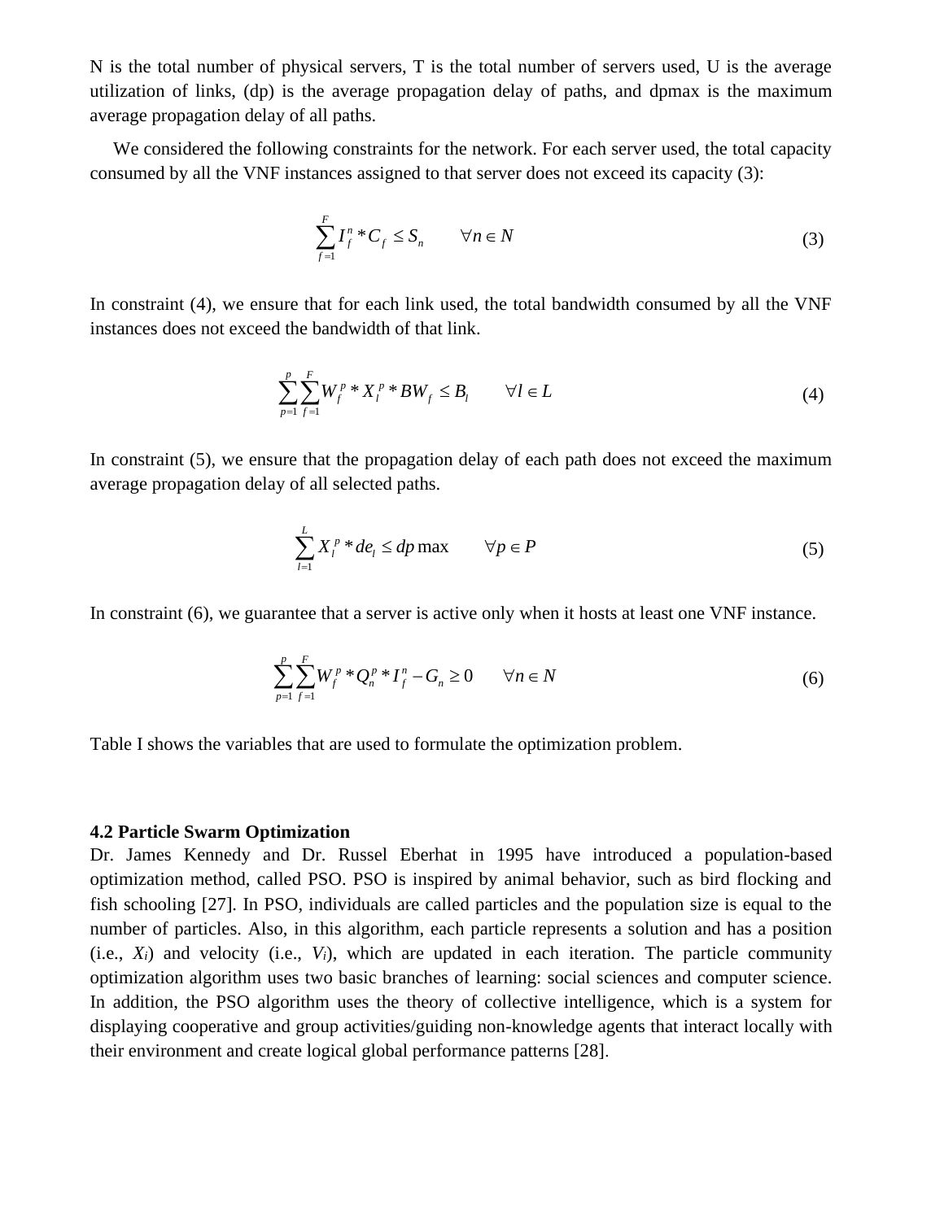N is the total number of physical servers, T is the total number of servers used, U is the average utilization of links, (dp) is the average propagation delay of paths, and dpmax is the maximum average propagation delay of all paths.

We considered the following constraints for the network. For each server used, the total capacity consumed by all the VNF instances assigned to that server does not exceed its capacity (3):

$$\sum_{f=1}^{F} I_f^n * C_f \leq S_n \qquad \forall n \in N \tag{3}$$

In constraint (4), we ensure that for each link used, the total bandwidth consumed by all the VNF instances does not exceed the bandwidth of that link.

$$\sum_{p=1}^{p} \sum_{f=1}^{F} W_f^p * X_l^p * BW_f \leq B_l \qquad \forall l \in L \tag{4}$$

In constraint (5), we ensure that the propagation delay of each path does not exceed the maximum average propagation delay of all selected paths.

$$\sum_{l=1}^{L} X_l^p * de_l \leq dp\max \qquad \forall p \in P \tag{5}$$

In constraint (6), we guarantee that a server is active only when it hosts at least one VNF instance.

$$\sum_{p=1}^{p} \sum_{f=1}^{F} W_f^p * Q_n^p * I_f^n - G_n \geq 0 \qquad \forall n \in N \tag{6}$$

Table I shows the variables that are used to formulate the optimization problem.

**4.2 Particle Swarm Optimization**

Dr. James Kennedy and Dr. Russel Eberhat in 1995 have introduced a population-based optimization method, called PSO. PSO is inspired by animal behavior, such as bird flocking and fish schooling [27]. In PSO, individuals are called particles and the population size is equal to the number of particles. Also, in this algorithm, each particle represents a solution and has a position (i.e., $X_i$) and velocity (i.e., $V_i$), which are updated in each iteration. The particle community optimization algorithm uses two basic branches of learning: social sciences and computer science. In addition, the PSO algorithm uses the theory of collective intelligence, which is a system for displaying cooperative and group activities/guiding non-knowledge agents that interact locally with their environment and create logical global performance patterns [28].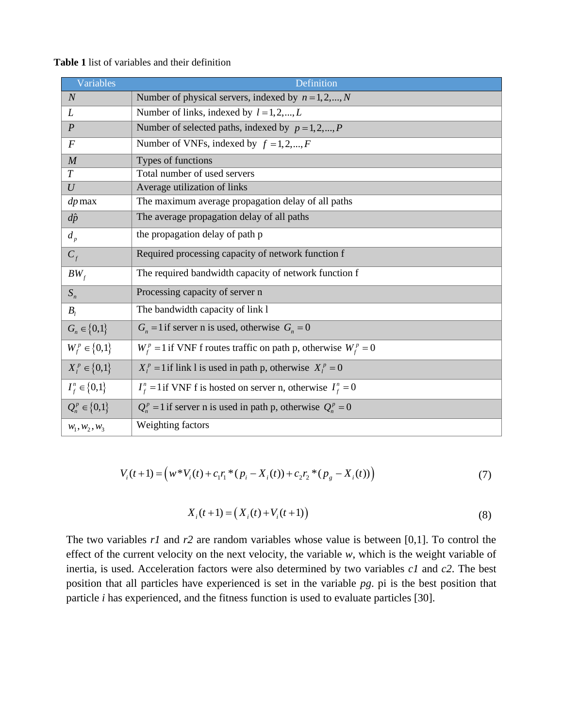**Table 1** list of variables and their definition

| Variables | Definition |
|---|---|
| $N$ | Number of physical servers, indexed by $n = 1,2,...,N$ |
| $L$ | Number of links, indexed by $l = 1,2,...,L$ |
| $P$ | Number of selected paths, indexed by $p = 1,2,...,P$ |
| $F$ | Number of VNFs, indexed by $f = 1,2,...,F$ |
| $M$ | Types of functions |
| $T$ | Total number of used servers |
| $U$ | Average utilization of links |
| $dp\max$ | The maximum average propagation delay of all paths |
| $d\hat{p}$ | The average propagation delay of all paths |
| $d_p$ | the propagation delay of path p |
| $C_f$ | Required processing capacity of network function f |
| $BW_f$ | The required bandwidth capacity of network function f |
| $S_n$ | Processing capacity of server n |
| $B_l$ | The bandwidth capacity of link l |
| $G_n \in \{0,1\}$ | $G_n = 1$ if server n is used, otherwise $G_n = 0$ |
| $W_f^p \in \{0,1\}$ | $W_f^p = 1$ if VNF f routes traffic on path p, otherwise $W_f^p = 0$ |
| $X_l^p \in \{0,1\}$ | $X_l^p = 1$ if link l is used in path p, otherwise $X_l^p = 0$ |
| $I_f^n \in \{0,1\}$ | $I_f^n = 1$ if VNF f is hosted on server n, otherwise $I_f^n = 0$ |
| $Q_n^p \in \{0,1\}$ | $Q_n^p = 1$ if server n is used in path p, otherwise $Q_n^p = 0$ |
| $w_1, w_2, w_3$ | Weighting factors |

$$V_i(t+1) = \left( w * V_i(t) + c_1 r_1 * (p_i - X_i(t)) + c_2 r_2 * (p_g - X_i(t)) \right) \tag{7}$$

$$X_i(t+1) = \left( X_i(t) + V_i(t+1) \right) \tag{8}$$

The two variables *r1* and *r2* are random variables whose value is between [0,1]. To control the effect of the current velocity on the next velocity, the variable *w*, which is the weight variable of inertia, is used. Acceleration factors were also determined by two variables *c1* and *c2*. The best position that all particles have experienced is set in the variable *pg*. pi is the best position that particle *i* has experienced, and the fitness function is used to evaluate particles [30].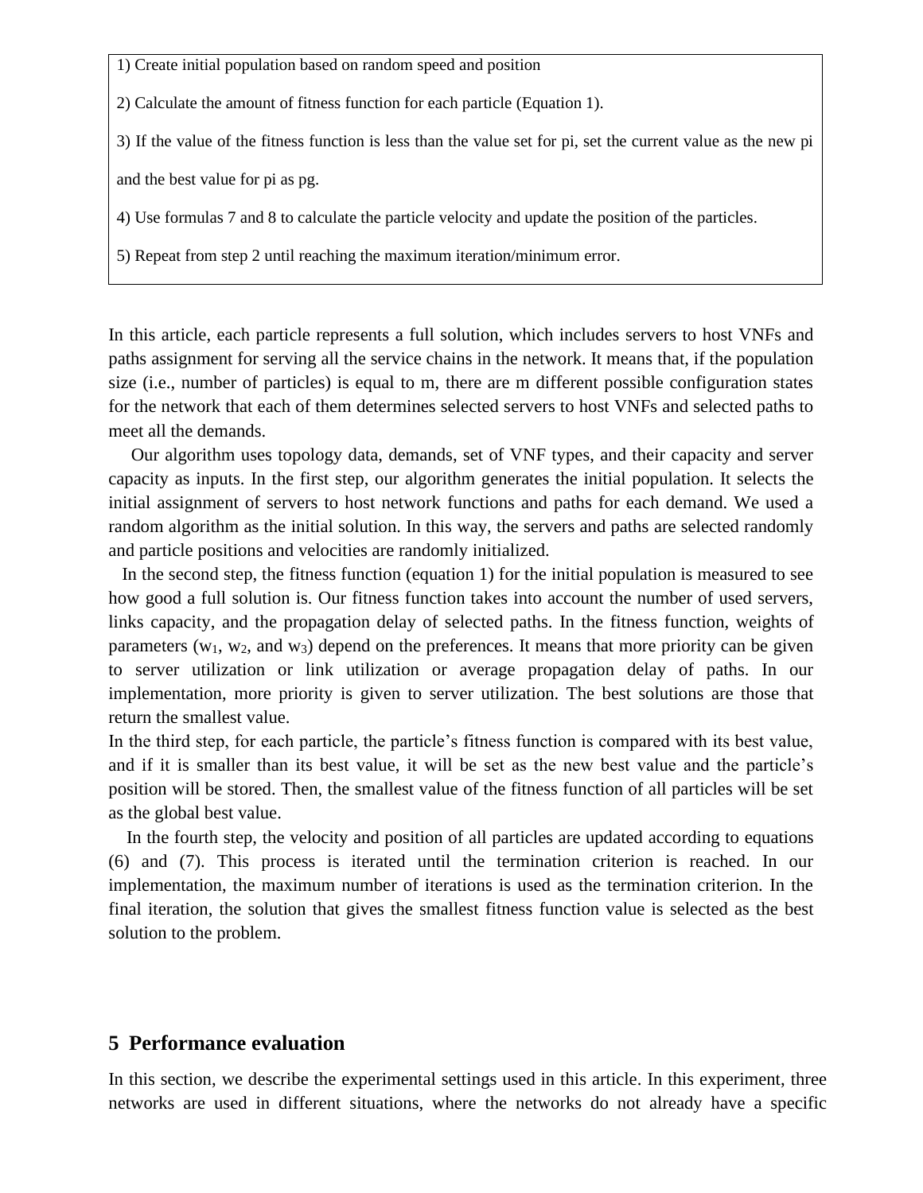1) Create initial population based on random speed and position

2) Calculate the amount of fitness function for each particle (Equation 1).

3) If the value of the fitness function is less than the value set for pi, set the current value as the new pi and the best value for pi as pg.

4) Use formulas 7 and 8 to calculate the particle velocity and update the position of the particles.

5) Repeat from step 2 until reaching the maximum iteration/minimum error.

In this article, each particle represents a full solution, which includes servers to host VNFs and paths assignment for serving all the service chains in the network. It means that, if the population size (i.e., number of particles) is equal to m, there are m different possible configuration states for the network that each of them determines selected servers to host VNFs and selected paths to meet all the demands.

Our algorithm uses topology data, demands, set of VNF types, and their capacity and server capacity as inputs. In the first step, our algorithm generates the initial population. It selects the initial assignment of servers to host network functions and paths for each demand. We used a random algorithm as the initial solution. In this way, the servers and paths are selected randomly and particle positions and velocities are randomly initialized.

In the second step, the fitness function (equation 1) for the initial population is measured to see how good a full solution is. Our fitness function takes into account the number of used servers, links capacity, and the propagation delay of selected paths. In the fitness function, weights of parameters ($w_1$, $w_2$, and $w_3$) depend on the preferences. It means that more priority can be given to server utilization or link utilization or average propagation delay of paths. In our implementation, more priority is given to server utilization. The best solutions are those that return the smallest value.

In the third step, for each particle, the particle's fitness function is compared with its best value, and if it is smaller than its best value, it will be set as the new best value and the particle's position will be stored. Then, the smallest value of the fitness function of all particles will be set as the global best value.

In the fourth step, the velocity and position of all particles are updated according to equations (6) and (7). This process is iterated until the termination criterion is reached. In our implementation, the maximum number of iterations is used as the termination criterion. In the final iteration, the solution that gives the smallest fitness function value is selected as the best solution to the problem.

## 5 Performance evaluation

In this section, we describe the experimental settings used in this article. In this experiment, three networks are used in different situations, where the networks do not already have a specific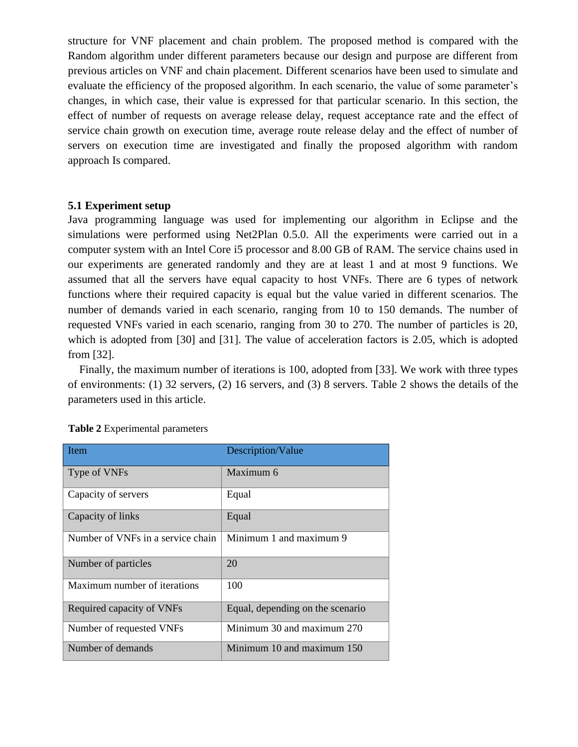structure for VNF placement and chain problem. The proposed method is compared with the Random algorithm under different parameters because our design and purpose are different from previous articles on VNF and chain placement. Different scenarios have been used to simulate and evaluate the efficiency of the proposed algorithm. In each scenario, the value of some parameter's changes, in which case, their value is expressed for that particular scenario. In this section, the effect of number of requests on average release delay, request acceptance rate and the effect of service chain growth on execution time, average route release delay and the effect of number of servers on execution time are investigated and finally the proposed algorithm with random approach Is compared.

### 5.1 Experiment setup

Java programming language was used for implementing our algorithm in Eclipse and the simulations were performed using Net2Plan 0.5.0. All the experiments were carried out in a computer system with an Intel Core i5 processor and 8.00 GB of RAM. The service chains used in our experiments are generated randomly and they are at least 1 and at most 9 functions. We assumed that all the servers have equal capacity to host VNFs. There are 6 types of network functions where their required capacity is equal but the value varied in different scenarios. The number of demands varied in each scenario, ranging from 10 to 150 demands. The number of requested VNFs varied in each scenario, ranging from 30 to 270. The number of particles is 20, which is adopted from [30] and [31]. The value of acceleration factors is 2.05, which is adopted from [32].

Finally, the maximum number of iterations is 100, adopted from [33]. We work with three types of environments: (1) 32 servers, (2) 16 servers, and (3) 8 servers. Table 2 shows the details of the parameters used in this article.

**Table 2** Experimental parameters

| Item | Description/Value |
|---|---|
| Type of VNFs | Maximum 6 |
| Capacity of servers | Equal |
| Capacity of links | Equal |
| Number of VNFs in a service chain | Minimum 1 and maximum 9 |
| Number of particles | 20 |
| Maximum number of iterations | 100 |
| Required capacity of VNFs | Equal, depending on the scenario |
| Number of requested VNFs | Minimum 30 and maximum 270 |
| Number of demands | Minimum 10 and maximum 150 |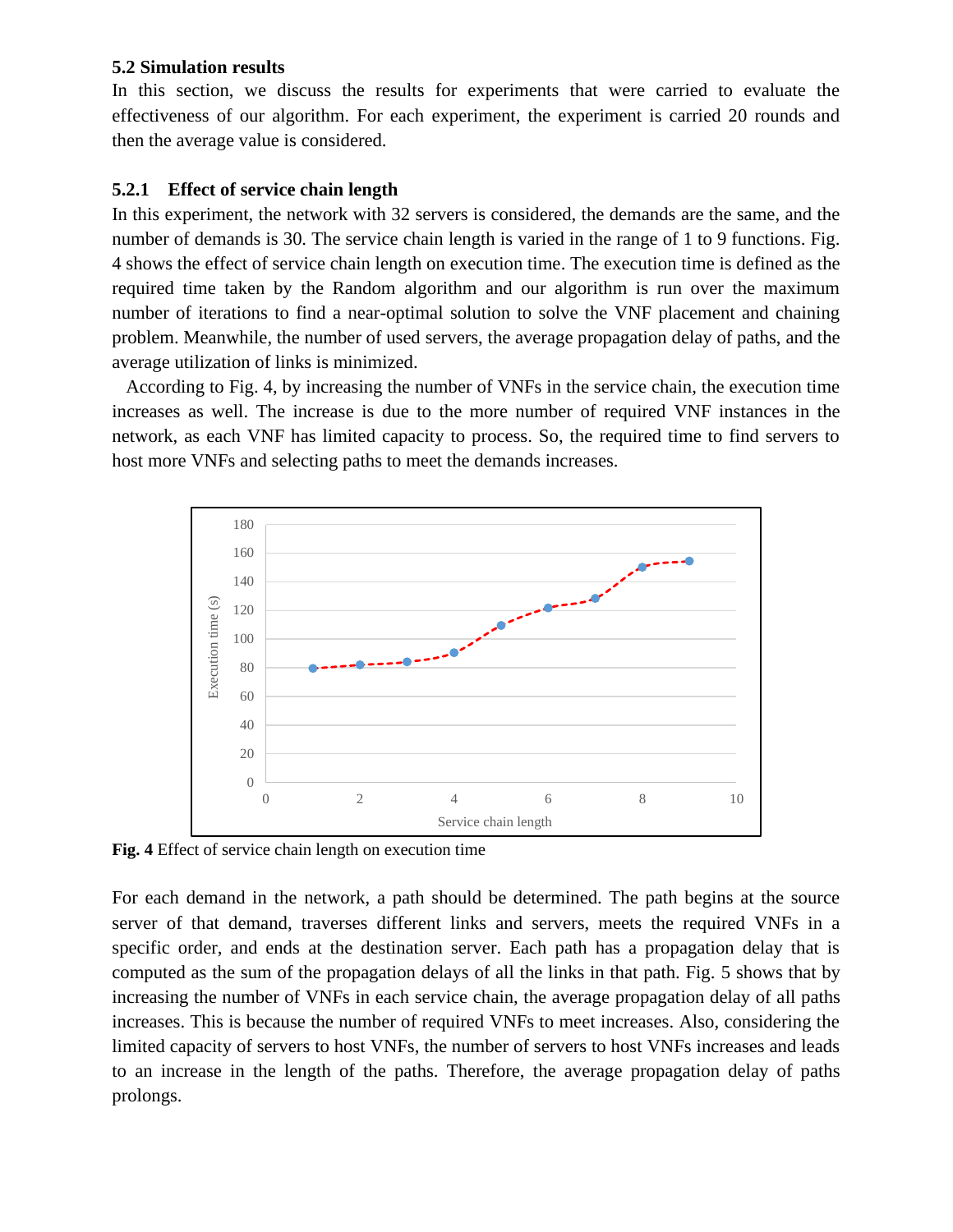### 5.2 Simulation results

In this section, we discuss the results for experiments that were carried to evaluate the effectiveness of our algorithm. For each experiment, the experiment is carried 20 rounds and then the average value is considered.

#### 5.2.1 Effect of service chain length

In this experiment, the network with 32 servers is considered, the demands are the same, and the number of demands is 30. The service chain length is varied in the range of 1 to 9 functions. Fig. 4 shows the effect of service chain length on execution time. The execution time is defined as the required time taken by the Random algorithm and our algorithm is run over the maximum number of iterations to find a near-optimal solution to solve the VNF placement and chaining problem. Meanwhile, the number of used servers, the average propagation delay of paths, and the average utilization of links is minimized.

According to Fig. 4, by increasing the number of VNFs in the service chain, the execution time increases as well. The increase is due to the more number of required VNF instances in the network, as each VNF has limited capacity to process. So, the required time to find servers to host more VNFs and selecting paths to meet the demands increases.

**Fig. 4** Effect of service chain length on execution time

For each demand in the network, a path should be determined. The path begins at the source server of that demand, traverses different links and servers, meets the required VNFs in a specific order, and ends at the destination server. Each path has a propagation delay that is computed as the sum of the propagation delays of all the links in that path. Fig. 5 shows that by increasing the number of VNFs in each service chain, the average propagation delay of all paths increases. This is because the number of required VNFs to meet increases. Also, considering the limited capacity of servers to host VNFs, the number of servers to host VNFs increases and leads to an increase in the length of the paths. Therefore, the average propagation delay of paths prolongs.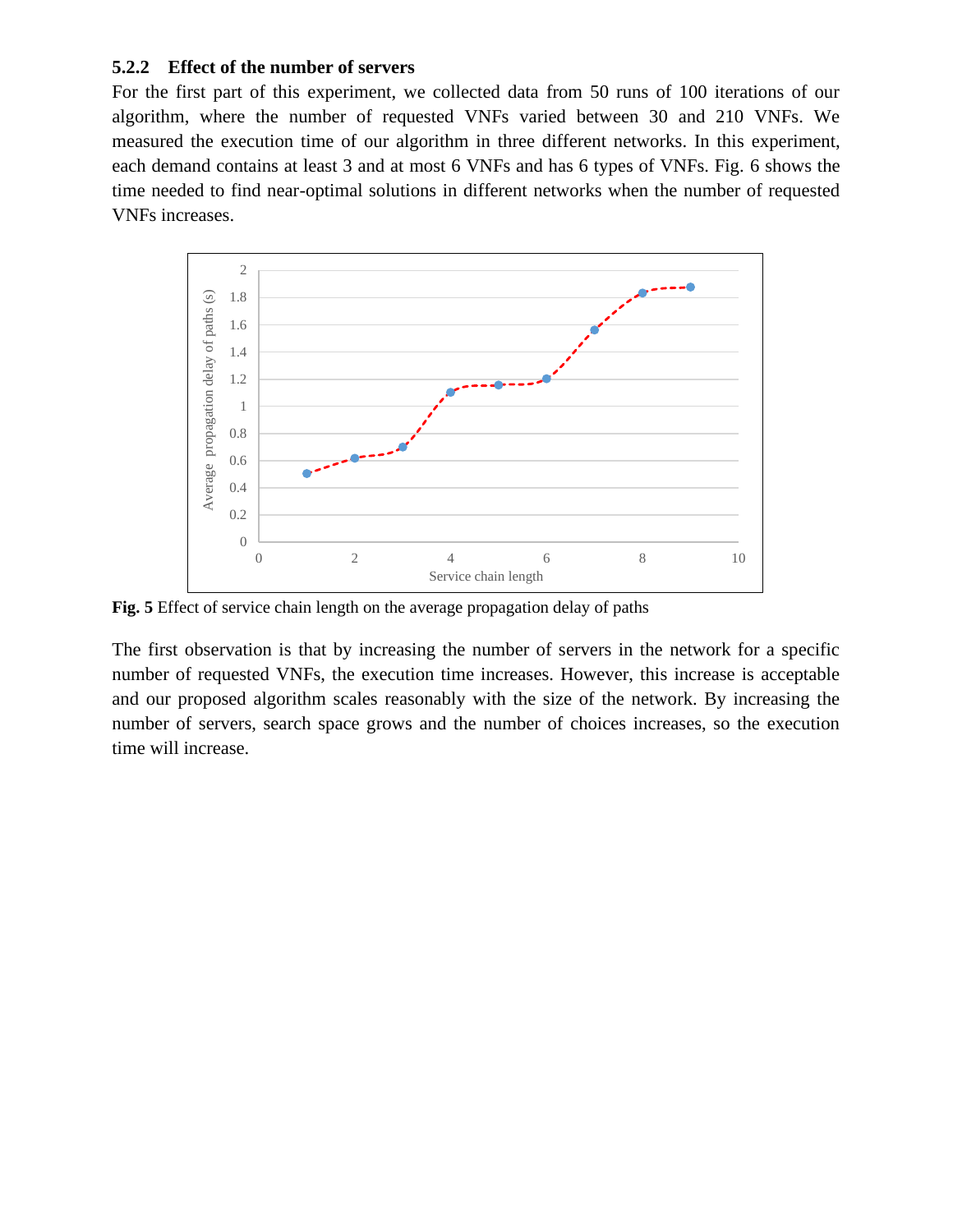### 5.2.2 Effect of the number of servers

For the first part of this experiment, we collected data from 50 runs of 100 iterations of our algorithm, where the number of requested VNFs varied between 30 and 210 VNFs. We measured the execution time of our algorithm in three different networks. In this experiment, each demand contains at least 3 and at most 6 VNFs and has 6 types of VNFs. Fig. 6 shows the time needed to find near-optimal solutions in different networks when the number of requested VNFs increases.

**Fig. 5** Effect of service chain length on the average propagation delay of paths

The first observation is that by increasing the number of servers in the network for a specific number of requested VNFs, the execution time increases. However, this increase is acceptable and our proposed algorithm scales reasonably with the size of the network. By increasing the number of servers, search space grows and the number of choices increases, so the execution time will increase.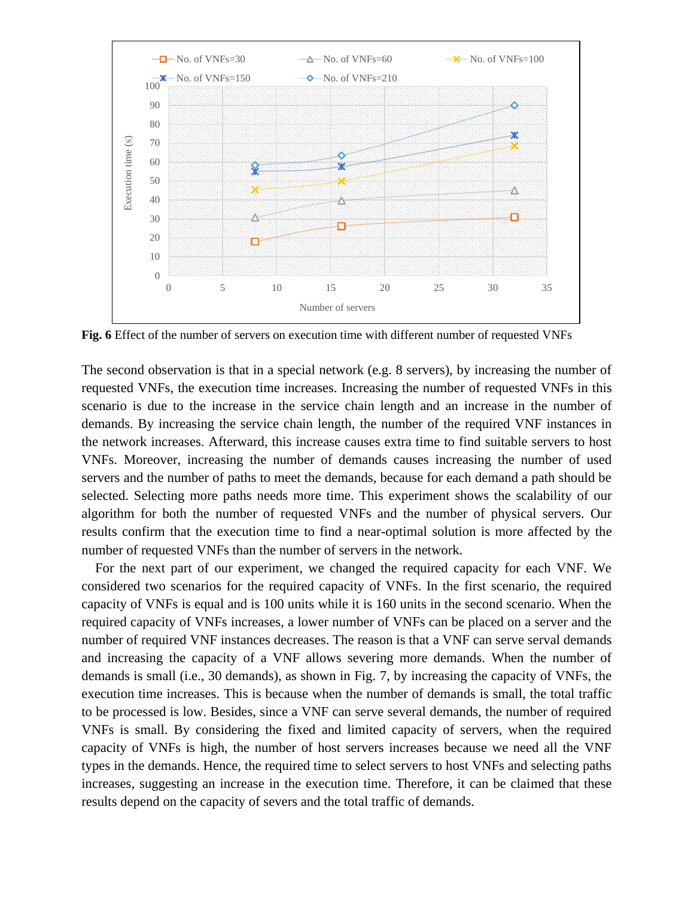**Fig. 6** Effect of the number of servers on execution time with different number of requested VNFs

The second observation is that in a special network (e.g. 8 servers), by increasing the number of requested VNFs, the execution time increases. Increasing the number of requested VNFs in this scenario is due to the increase in the service chain length and an increase in the number of demands. By increasing the service chain length, the number of the required VNF instances in the network increases. Afterward, this increase causes extra time to find suitable servers to host VNFs. Moreover, increasing the number of demands causes increasing the number of used servers and the number of paths to meet the demands, because for each demand a path should be selected. Selecting more paths needs more time. This experiment shows the scalability of our algorithm for both the number of requested VNFs and the number of physical servers. Our results confirm that the execution time to find a near-optimal solution is more affected by the number of requested VNFs than the number of servers in the network.

For the next part of our experiment, we changed the required capacity for each VNF. We considered two scenarios for the required capacity of VNFs. In the first scenario, the required capacity of VNFs is equal and is 100 units while it is 160 units in the second scenario. When the required capacity of VNFs increases, a lower number of VNFs can be placed on a server and the number of required VNF instances decreases. The reason is that a VNF can serve serval demands and increasing the capacity of a VNF allows severing more demands. When the number of demands is small (i.e., 30 demands), as shown in Fig. 7, by increasing the capacity of VNFs, the execution time increases. This is because when the number of demands is small, the total traffic to be processed is low. Besides, since a VNF can serve several demands, the number of required VNFs is small. By considering the fixed and limited capacity of servers, when the required capacity of VNFs is high, the number of host servers increases because we need all the VNF types in the demands. Hence, the required time to select servers to host VNFs and selecting paths increases, suggesting an increase in the execution time. Therefore, it can be claimed that these results depend on the capacity of severs and the total traffic of demands.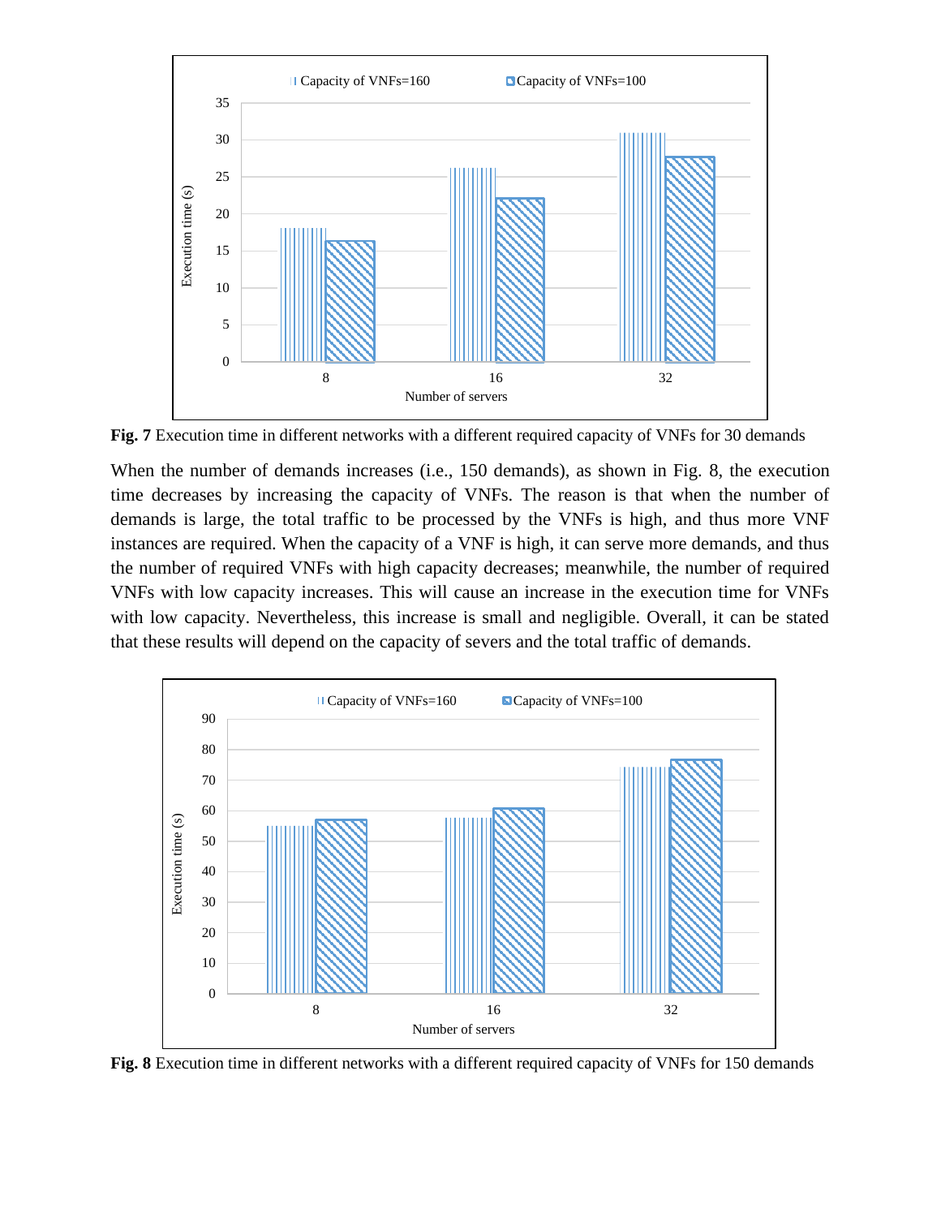**Fig. 7** Execution time in different networks with a different required capacity of VNFs for 30 demands

When the number of demands increases (i.e., 150 demands), as shown in Fig. 8, the execution time decreases by increasing the capacity of VNFs. The reason is that when the number of demands is large, the total traffic to be processed by the VNFs is high, and thus more VNF instances are required. When the capacity of a VNF is high, it can serve more demands, and thus the number of required VNFs with high capacity decreases; meanwhile, the number of required VNFs with low capacity increases. This will cause an increase in the execution time for VNFs with low capacity. Nevertheless, this increase is small and negligible. Overall, it can be stated that these results will depend on the capacity of severs and the total traffic of demands.

**Fig. 8** Execution time in different networks with a different required capacity of VNFs for 150 demands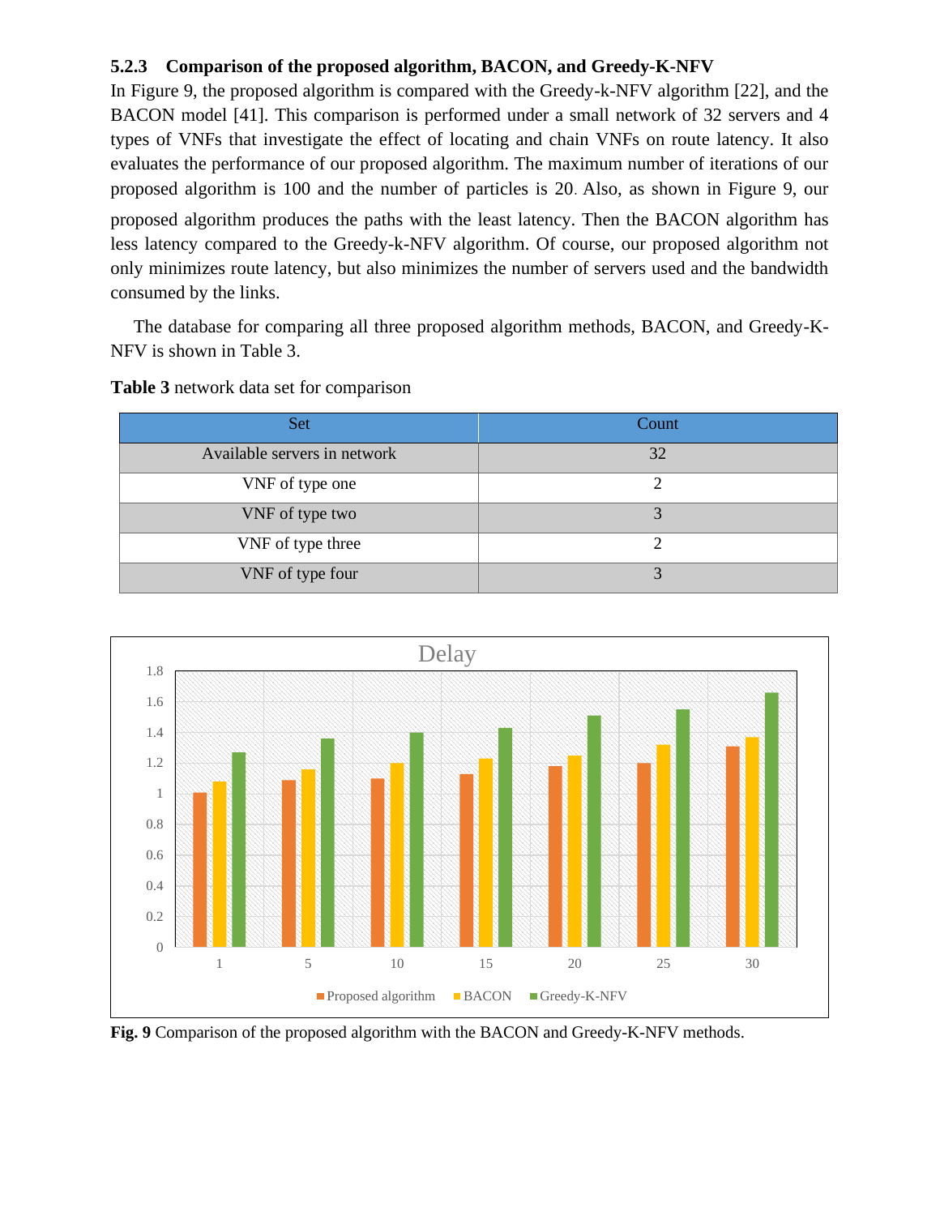### 5.2.3 Comparison of the proposed algorithm, BACON, and Greedy-K-NFV

In Figure 9, the proposed algorithm is compared with the Greedy-k-NFV algorithm [22], and the BACON model [41]. This comparison is performed under a small network of 32 servers and 4 types of VNFs that investigate the effect of locating and chain VNFs on route latency. It also evaluates the performance of our proposed algorithm. The maximum number of iterations of our proposed algorithm is 100 and the number of particles is 20. Also, as shown in Figure 9, our proposed algorithm produces the paths with the least latency. Then the BACON algorithm has less latency compared to the Greedy-k-NFV algorithm. Of course, our proposed algorithm not only minimizes route latency, but also minimizes the number of servers used and the bandwidth consumed by the links.

The database for comparing all three proposed algorithm methods, BACON, and Greedy-K-NFV is shown in Table 3.

**Table 3** network data set for comparison

| Set | Count |
|---|---|
| Available servers in network | 32 |
| VNF of type one | 2 |
| VNF of type two | 3 |
| VNF of type three | 2 |
| VNF of type four | 3 |

**Fig. 9** Comparison of the proposed algorithm with the BACON and Greedy-K-NFV methods.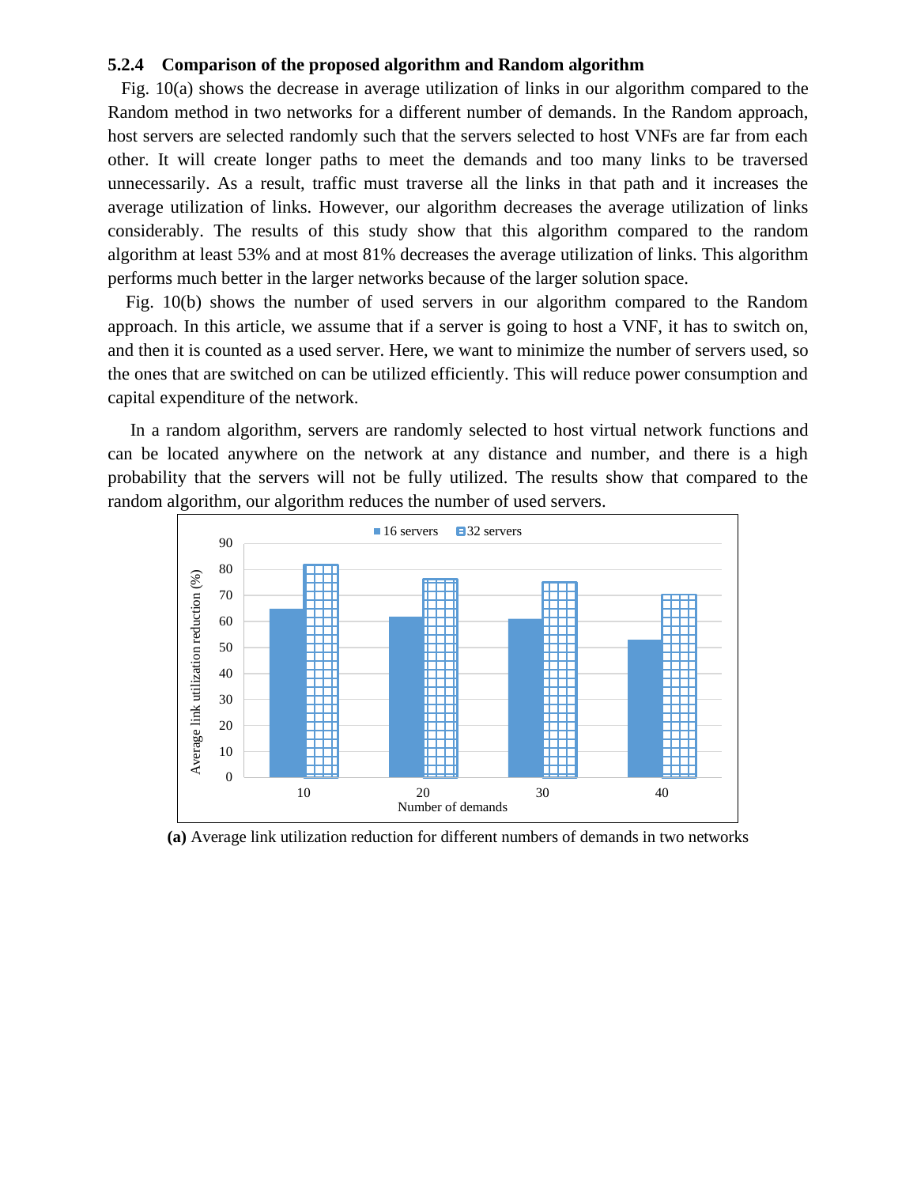### 5.2.4 Comparison of the proposed algorithm and Random algorithm

Fig. 10(a) shows the decrease in average utilization of links in our algorithm compared to the Random method in two networks for a different number of demands. In the Random approach, host servers are selected randomly such that the servers selected to host VNFs are far from each other. It will create longer paths to meet the demands and too many links to be traversed unnecessarily. As a result, traffic must traverse all the links in that path and it increases the average utilization of links. However, our algorithm decreases the average utilization of links considerably. The results of this study show that this algorithm compared to the random algorithm at least 53% and at most 81% decreases the average utilization of links. This algorithm performs much better in the larger networks because of the larger solution space.

Fig. 10(b) shows the number of used servers in our algorithm compared to the Random approach. In this article, we assume that if a server is going to host a VNF, it has to switch on, and then it is counted as a used server. Here, we want to minimize the number of servers used, so the ones that are switched on can be utilized efficiently. This will reduce power consumption and capital expenditure of the network.

In a random algorithm, servers are randomly selected to host virtual network functions and can be located anywhere on the network at any distance and number, and there is a high probability that the servers will not be fully utilized. The results show that compared to the random algorithm, our algorithm reduces the number of used servers.

**(a)** Average link utilization reduction for different numbers of demands in two networks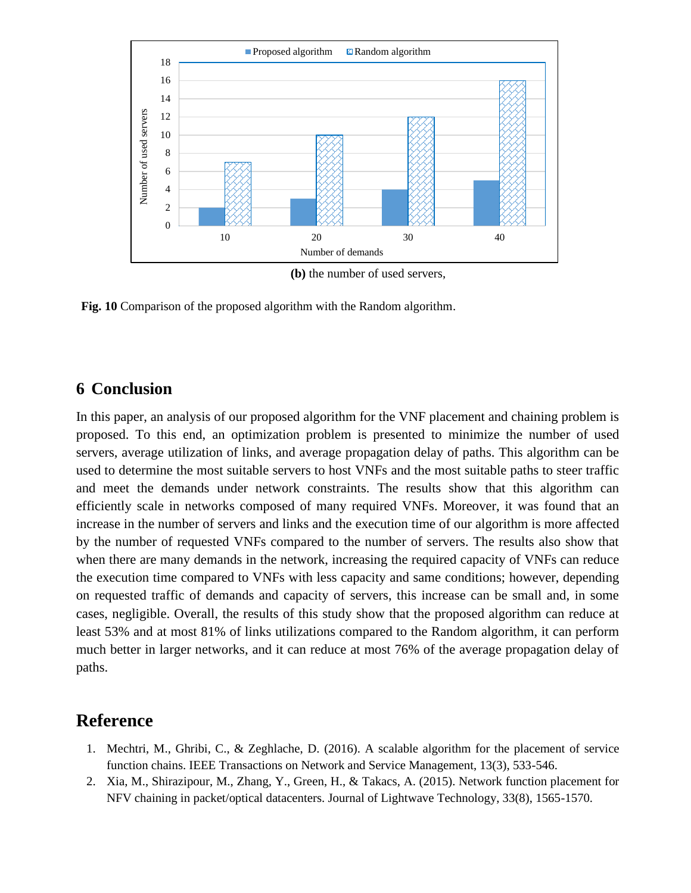**(b)** the number of used servers,

**Fig. 10** Comparison of the proposed algorithm with the Random algorithm.

## 6 Conclusion

In this paper, an analysis of our proposed algorithm for the VNF placement and chaining problem is proposed. To this end, an optimization problem is presented to minimize the number of used servers, average utilization of links, and average propagation delay of paths. This algorithm can be used to determine the most suitable servers to host VNFs and the most suitable paths to steer traffic and meet the demands under network constraints. The results show that this algorithm can efficiently scale in networks composed of many required VNFs. Moreover, it was found that an increase in the number of servers and links and the execution time of our algorithm is more affected by the number of requested VNFs compared to the number of servers. The results also show that when there are many demands in the network, increasing the required capacity of VNFs can reduce the execution time compared to VNFs with less capacity and same conditions; however, depending on requested traffic of demands and capacity of servers, this increase can be small and, in some cases, negligible. Overall, the results of this study show that the proposed algorithm can reduce at least 53% and at most 81% of links utilizations compared to the Random algorithm, it can perform much better in larger networks, and it can reduce at most 76% of the average propagation delay of paths.

## Reference

1. Mechtri, M., Ghribi, C., & Zeghlache, D. (2016). A scalable algorithm for the placement of service function chains. IEEE Transactions on Network and Service Management, 13(3), 533-546.
2. Xia, M., Shirazipour, M., Zhang, Y., Green, H., & Takacs, A. (2015). Network function placement for NFV chaining in packet/optical datacenters. Journal of Lightwave Technology, 33(8), 1565-1570.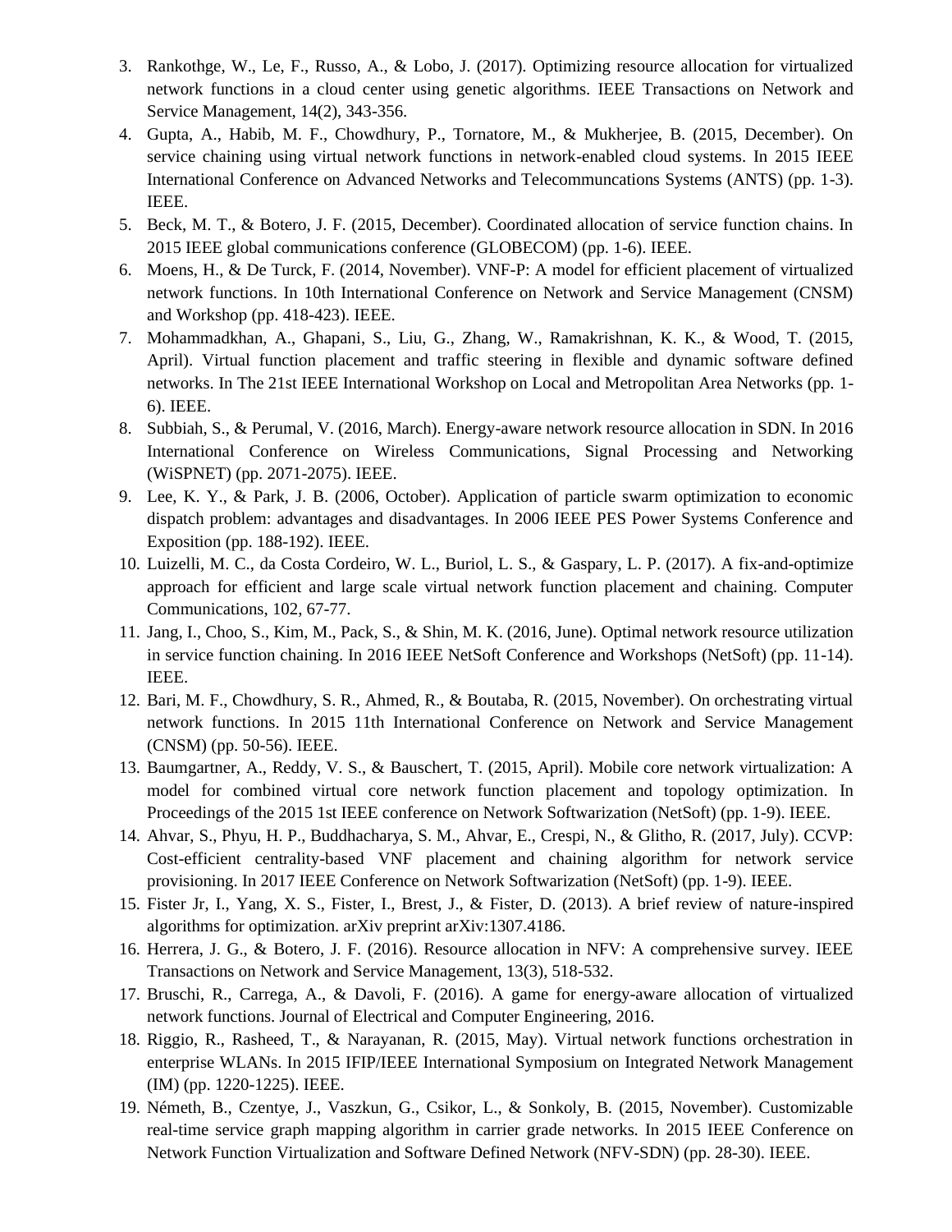3. Rankothge, W., Le, F., Russo, A., & Lobo, J. (2017). Optimizing resource allocation for virtualized network functions in a cloud center using genetic algorithms. IEEE Transactions on Network and Service Management, 14(2), 343-356.
4. Gupta, A., Habib, M. F., Chowdhury, P., Tornatore, M., & Mukherjee, B. (2015, December). On service chaining using virtual network functions in network-enabled cloud systems. In 2015 IEEE International Conference on Advanced Networks and Telecommuncations Systems (ANTS) (pp. 1-3). IEEE.
5. Beck, M. T., & Botero, J. F. (2015, December). Coordinated allocation of service function chains. In 2015 IEEE global communications conference (GLOBECOM) (pp. 1-6). IEEE.
6. Moens, H., & De Turck, F. (2014, November). VNF-P: A model for efficient placement of virtualized network functions. In 10th International Conference on Network and Service Management (CNSM) and Workshop (pp. 418-423). IEEE.
7. Mohammadkhan, A., Ghapani, S., Liu, G., Zhang, W., Ramakrishnan, K. K., & Wood, T. (2015, April). Virtual function placement and traffic steering in flexible and dynamic software defined networks. In The 21st IEEE International Workshop on Local and Metropolitan Area Networks (pp. 1-6). IEEE.
8. Subbiah, S., & Perumal, V. (2016, March). Energy-aware network resource allocation in SDN. In 2016 International Conference on Wireless Communications, Signal Processing and Networking (WiSPNET) (pp. 2071-2075). IEEE.
9. Lee, K. Y., & Park, J. B. (2006, October). Application of particle swarm optimization to economic dispatch problem: advantages and disadvantages. In 2006 IEEE PES Power Systems Conference and Exposition (pp. 188-192). IEEE.
10. Luizelli, M. C., da Costa Cordeiro, W. L., Buriol, L. S., & Gaspary, L. P. (2017). A fix-and-optimize approach for efficient and large scale virtual network function placement and chaining. Computer Communications, 102, 67-77.
11. Jang, I., Choo, S., Kim, M., Pack, S., & Shin, M. K. (2016, June). Optimal network resource utilization in service function chaining. In 2016 IEEE NetSoft Conference and Workshops (NetSoft) (pp. 11-14). IEEE.
12. Bari, M. F., Chowdhury, S. R., Ahmed, R., & Boutaba, R. (2015, November). On orchestrating virtual network functions. In 2015 11th International Conference on Network and Service Management (CNSM) (pp. 50-56). IEEE.
13. Baumgartner, A., Reddy, V. S., & Bauschert, T. (2015, April). Mobile core network virtualization: A model for combined virtual core network function placement and topology optimization. In Proceedings of the 2015 1st IEEE conference on Network Softwarization (NetSoft) (pp. 1-9). IEEE.
14. Ahvar, S., Phyu, H. P., Buddhacharya, S. M., Ahvar, E., Crespi, N., & Glitho, R. (2017, July). CCVP: Cost-efficient centrality-based VNF placement and chaining algorithm for network service provisioning. In 2017 IEEE Conference on Network Softwarization (NetSoft) (pp. 1-9). IEEE.
15. Fister Jr, I., Yang, X. S., Fister, I., Brest, J., & Fister, D. (2013). A brief review of nature-inspired algorithms for optimization. arXiv preprint arXiv:1307.4186.
16. Herrera, J. G., & Botero, J. F. (2016). Resource allocation in NFV: A comprehensive survey. IEEE Transactions on Network and Service Management, 13(3), 518-532.
17. Bruschi, R., Carrega, A., & Davoli, F. (2016). A game for energy-aware allocation of virtualized network functions. Journal of Electrical and Computer Engineering, 2016.
18. Riggio, R., Rasheed, T., & Narayanan, R. (2015, May). Virtual network functions orchestration in enterprise WLANs. In 2015 IFIP/IEEE International Symposium on Integrated Network Management (IM) (pp. 1220-1225). IEEE.
19. Németh, B., Czentye, J., Vaszkun, G., Csikor, L., & Sonkoly, B. (2015, November). Customizable real-time service graph mapping algorithm in carrier grade networks. In 2015 IEEE Conference on Network Function Virtualization and Software Defined Network (NFV-SDN) (pp. 28-30). IEEE.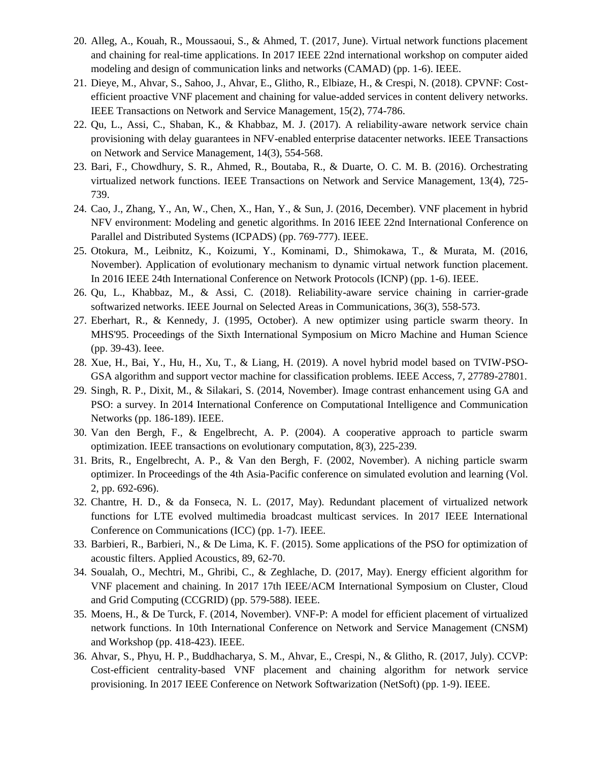20. Alleg, A., Kouah, R., Moussaoui, S., & Ahmed, T. (2017, June). Virtual network functions placement and chaining for real-time applications. In 2017 IEEE 22nd international workshop on computer aided modeling and design of communication links and networks (CAMAD) (pp. 1-6). IEEE.
21. Dieye, M., Ahvar, S., Sahoo, J., Ahvar, E., Glitho, R., Elbiaze, H., & Crespi, N. (2018). CPVNF: Cost-efficient proactive VNF placement and chaining for value-added services in content delivery networks. IEEE Transactions on Network and Service Management, 15(2), 774-786.
22. Qu, L., Assi, C., Shaban, K., & Khabbaz, M. J. (2017). A reliability-aware network service chain provisioning with delay guarantees in NFV-enabled enterprise datacenter networks. IEEE Transactions on Network and Service Management, 14(3), 554-568.
23. Bari, F., Chowdhury, S. R., Ahmed, R., Boutaba, R., & Duarte, O. C. M. B. (2016). Orchestrating virtualized network functions. IEEE Transactions on Network and Service Management, 13(4), 725-739.
24. Cao, J., Zhang, Y., An, W., Chen, X., Han, Y., & Sun, J. (2016, December). VNF placement in hybrid NFV environment: Modeling and genetic algorithms. In 2016 IEEE 22nd International Conference on Parallel and Distributed Systems (ICPADS) (pp. 769-777). IEEE.
25. Otokura, M., Leibnitz, K., Koizumi, Y., Kominami, D., Shimokawa, T., & Murata, M. (2016, November). Application of evolutionary mechanism to dynamic virtual network function placement. In 2016 IEEE 24th International Conference on Network Protocols (ICNP) (pp. 1-6). IEEE.
26. Qu, L., Khabbaz, M., & Assi, C. (2018). Reliability-aware service chaining in carrier-grade softwarized networks. IEEE Journal on Selected Areas in Communications, 36(3), 558-573.
27. Eberhart, R., & Kennedy, J. (1995, October). A new optimizer using particle swarm theory. In MHS'95. Proceedings of the Sixth International Symposium on Micro Machine and Human Science (pp. 39-43). Ieee.
28. Xue, H., Bai, Y., Hu, H., Xu, T., & Liang, H. (2019). A novel hybrid model based on TVIW-PSO-GSA algorithm and support vector machine for classification problems. IEEE Access, 7, 27789-27801.
29. Singh, R. P., Dixit, M., & Silakari, S. (2014, November). Image contrast enhancement using GA and PSO: a survey. In 2014 International Conference on Computational Intelligence and Communication Networks (pp. 186-189). IEEE.
30. Van den Bergh, F., & Engelbrecht, A. P. (2004). A cooperative approach to particle swarm optimization. IEEE transactions on evolutionary computation, 8(3), 225-239.
31. Brits, R., Engelbrecht, A. P., & Van den Bergh, F. (2002, November). A niching particle swarm optimizer. In Proceedings of the 4th Asia-Pacific conference on simulated evolution and learning (Vol. 2, pp. 692-696).
32. Chantre, H. D., & da Fonseca, N. L. (2017, May). Redundant placement of virtualized network functions for LTE evolved multimedia broadcast multicast services. In 2017 IEEE International Conference on Communications (ICC) (pp. 1-7). IEEE.
33. Barbieri, R., Barbieri, N., & De Lima, K. F. (2015). Some applications of the PSO for optimization of acoustic filters. Applied Acoustics, 89, 62-70.
34. Soualah, O., Mechtri, M., Ghribi, C., & Zeghlache, D. (2017, May). Energy efficient algorithm for VNF placement and chaining. In 2017 17th IEEE/ACM International Symposium on Cluster, Cloud and Grid Computing (CCGRID) (pp. 579-588). IEEE.
35. Moens, H., & De Turck, F. (2014, November). VNF-P: A model for efficient placement of virtualized network functions. In 10th International Conference on Network and Service Management (CNSM) and Workshop (pp. 418-423). IEEE.
36. Ahvar, S., Phyu, H. P., Buddhacharya, S. M., Ahvar, E., Crespi, N., & Glitho, R. (2017, July). CCVP: Cost-efficient centrality-based VNF placement and chaining algorithm for network service provisioning. In 2017 IEEE Conference on Network Softwarization (NetSoft) (pp. 1-9). IEEE.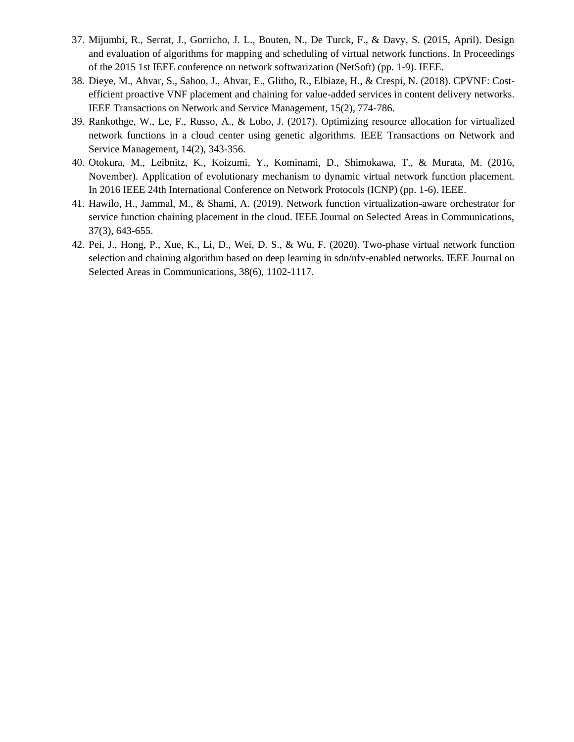37. Mijumbi, R., Serrat, J., Gorricho, J. L., Bouten, N., De Turck, F., & Davy, S. (2015, April). Design and evaluation of algorithms for mapping and scheduling of virtual network functions. In Proceedings of the 2015 1st IEEE conference on network softwarization (NetSoft) (pp. 1-9). IEEE.
38. Dieye, M., Ahvar, S., Sahoo, J., Ahvar, E., Glitho, R., Elbiaze, H., & Crespi, N. (2018). CPVNF: Cost-efficient proactive VNF placement and chaining for value-added services in content delivery networks. IEEE Transactions on Network and Service Management, 15(2), 774-786.
39. Rankothge, W., Le, F., Russo, A., & Lobo, J. (2017). Optimizing resource allocation for virtualized network functions in a cloud center using genetic algorithms. IEEE Transactions on Network and Service Management, 14(2), 343-356.
40. Otokura, M., Leibnitz, K., Koizumi, Y., Kominami, D., Shimokawa, T., & Murata, M. (2016, November). Application of evolutionary mechanism to dynamic virtual network function placement. In 2016 IEEE 24th International Conference on Network Protocols (ICNP) (pp. 1-6). IEEE.
41. Hawilo, H., Jammal, M., & Shami, A. (2019). Network function virtualization-aware orchestrator for service function chaining placement in the cloud. IEEE Journal on Selected Areas in Communications, 37(3), 643-655.
42. Pei, J., Hong, P., Xue, K., Li, D., Wei, D. S., & Wu, F. (2020). Two-phase virtual network function selection and chaining algorithm based on deep learning in sdn/nfv-enabled networks. IEEE Journal on Selected Areas in Communications, 38(6), 1102-1117.